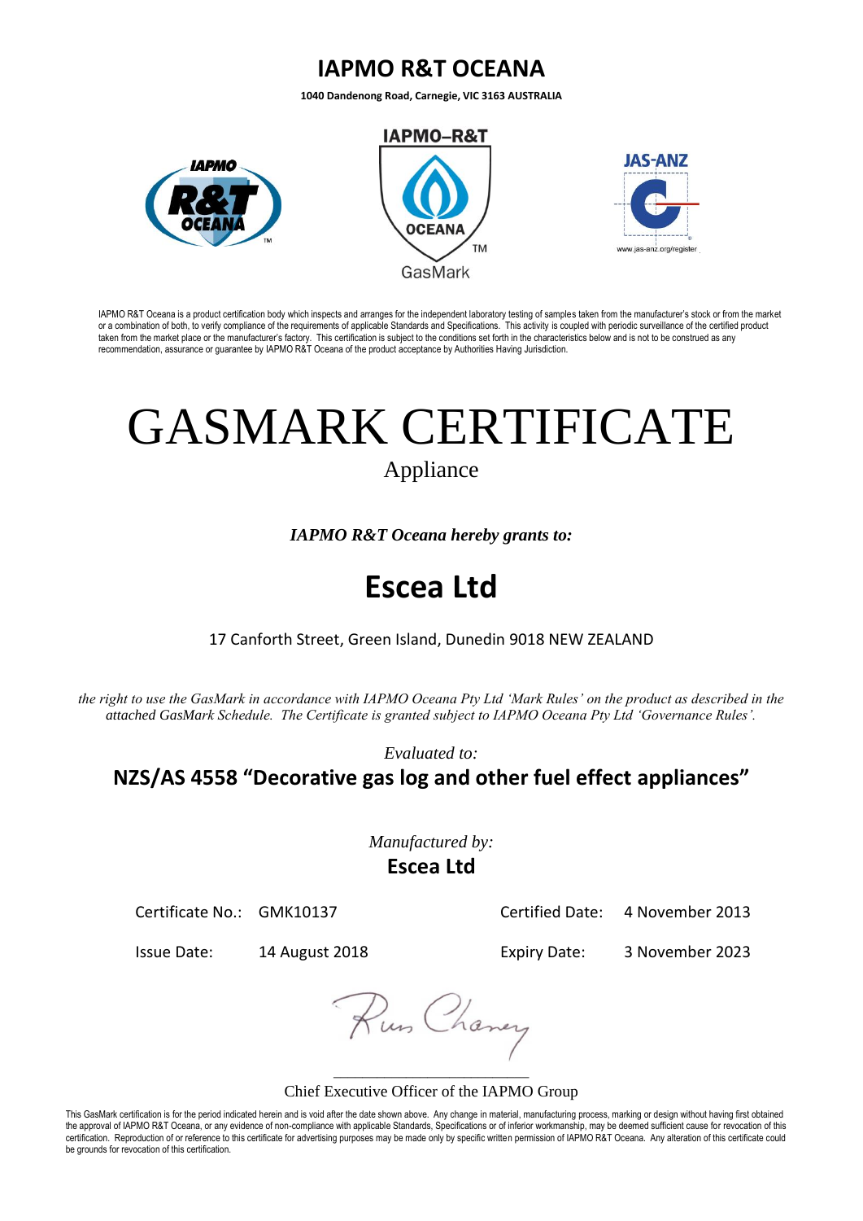# IAPMO R&T OCEANA

**1040 Dandenong Road, Carnegie, VIC 3163 AUSTRALIA**

IAPMO R&T Oceana is a product certification body which inspects and arranges for the independent laboratory testing of samples taken from the manufacturer's stock or from the market or a combination of both, to verify compliance of the requirements of applicable Standards and Specifications. This activity is coupled with periodic surveillance of the certified product taken from the market place or the manufacturer's factory. This certification is subject to the conditions set forth in the characteristics below and is not to be construed as any recommendation, assurance or guarantee by IAPMO R&T Oceana of the product acceptance by Authorities Having Jurisdiction.

# GASMARK CERTIFICATE

Appliance

***IAPMO R&T Oceana hereby grants to:***

## Escea Ltd

17 Canforth Street, Green Island, Dunedin 9018 NEW ZEALAND

*the right to use the GasMark in accordance with IAPMO Oceana Pty Ltd 'Mark Rules' on the product as described in the attached GasMark Schedule. The Certificate is granted subject to IAPMO Oceana Pty Ltd 'Governance Rules'.*

*Evaluated to:*

**NZS/AS 4558 "Decorative gas log and other fuel effect appliances"**

*Manufactured by:*

**Escea Ltd**

| | | | |
|---|---|---|---|
| Certificate No.: | GMK10137 | Certified Date: | 4 November 2013 |
| Issue Date: | 14 August 2018 | Expiry Date: | 3 November 2023 |

Chief Executive Officer of the IAPMO Group

This GasMark certification is for the period indicated herein and is void after the date shown above. Any change in material, manufacturing process, marking or design without having first obtained the approval of IAPMO R&T Oceana, or any evidence of non-compliance with applicable Standards, Specifications or of inferior workmanship, may be deemed sufficient cause for revocation of this certification. Reproduction of or reference to this certificate for advertising purposes may be made only by specific written permission of IAPMO R&T Oceana. Any alteration of this certificate could be grounds for revocation of this certification.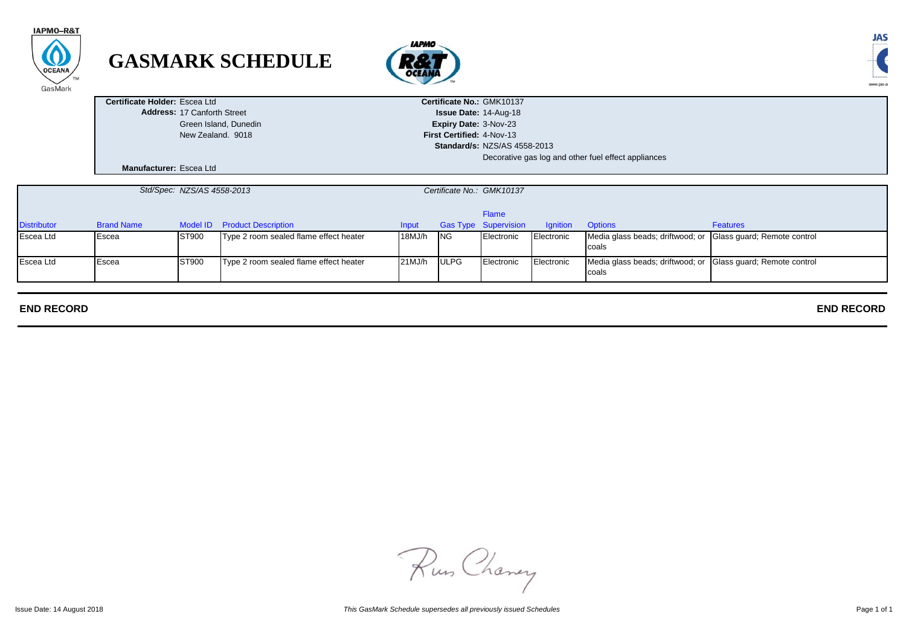# GASMARK SCHEDULE

| | |
|---|---|
| **Certificate Holder:** Escea Ltd | **Certificate No.:** GMK10137 |
| **Address:** 17 Canforth Street | **Issue Date:** 14-Aug-18 |
| Green Island, Dunedin | **Expiry Date:** 3-Nov-23 |
| New Zealand. 9018 | **First Certified:** 4-Nov-13 |
| | **Standard/s:** NZS/AS 4558-2013 |
| | Decorative gas log and other fuel effect appliances |
| **Manufacturer:** Escea Ltd | |

*Std/Spec: NZS/AS 4558-2013* *Certificate No.: GMK10137*

| Distributor | Brand Name | Model ID | Product Description | Input | Gas Type | Flame Supervision | Ignition | Options | Features |
|---|---|---|---|---|---|---|---|---|---|
| Escea Ltd | Escea | ST900 | Type 2 room sealed flame effect heater | 18MJ/h | NG | Electronic | Electronic | Media glass beads; driftwood; or coals | Glass guard; Remote control |
| Escea Ltd | Escea | ST900 | Type 2 room sealed flame effect heater | 21MJ/h | ULPG | Electronic | Electronic | Media glass beads; driftwood; or coals | Glass guard; Remote control |

**END RECORD** **END RECORD**

Issue Date: 14 August 2018

*This GasMark Schedule supersedes all previously issued Schedules*